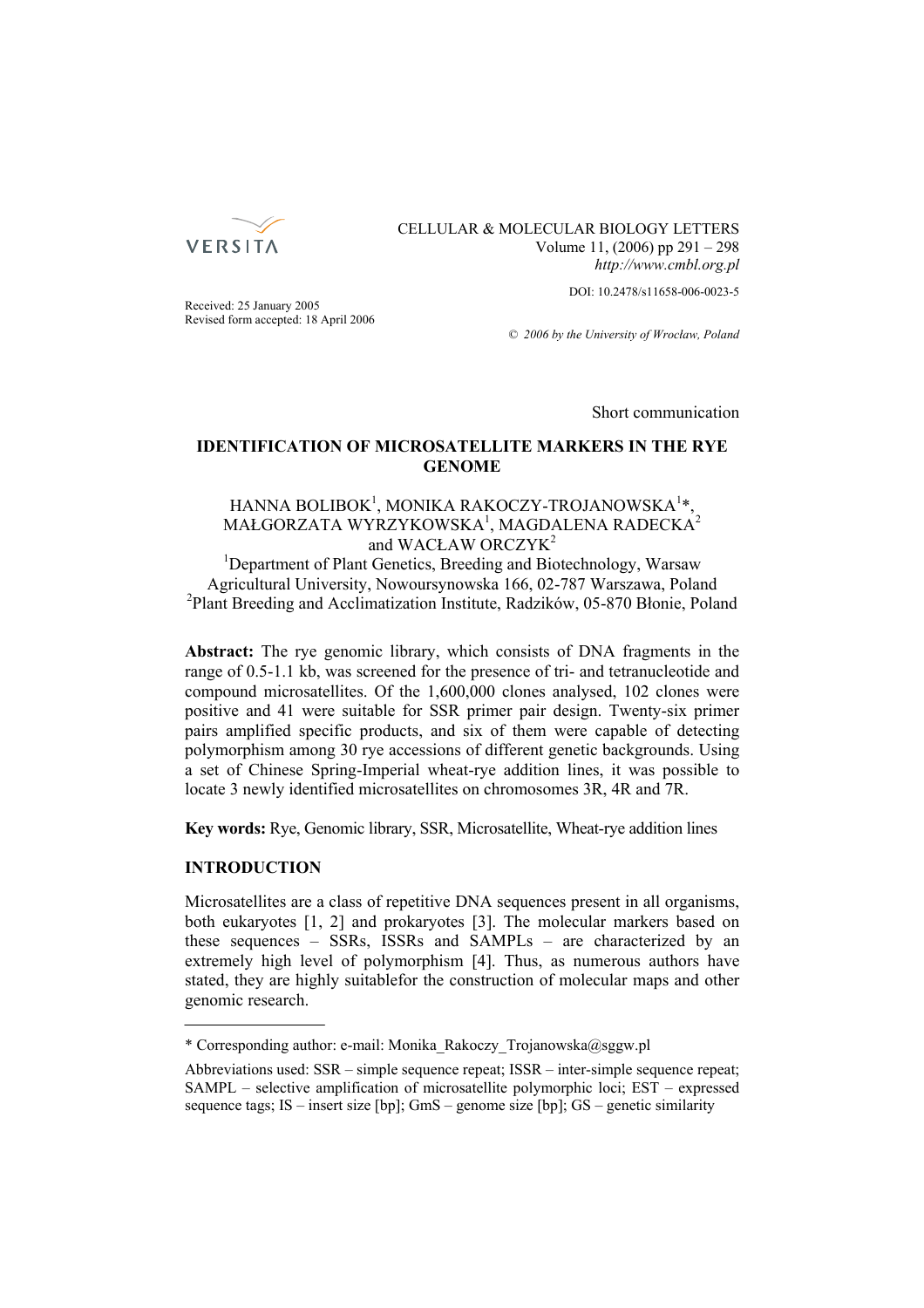CELLULAR & MOLECULAR BIOLOGY LETTERS
Volume 11, (2006) pp 291 – 298
*http://www.cmbl.org.pl*

DOI: 10.2478/s11658-006-0023-5

Received: 25 January 2005
Revised form accepted: 18 April 2006

*© 2006 by the University of Wrocław, Poland*

Short communication

# IDENTIFICATION OF MICROSATELLITE MARKERS IN THE RYE GENOME

HANNA BOLIBOK[1], MONIKA RAKOCZY-TROJANOWSKA[1]*, MAŁGORZATA WYRZYKOWSKA[1], MAGDALENA RADECKA[2] and WACŁAW ORCZYK[2]

[1]Department of Plant Genetics, Breeding and Biotechnology, Warsaw Agricultural University, Nowoursynowska 166, 02-787 Warszawa, Poland
[2]Plant Breeding and Acclimatization Institute, Radzików, 05-870 Błonie, Poland

**Abstract:** The rye genomic library, which consists of DNA fragments in the range of 0.5-1.1 kb, was screened for the presence of tri- and tetranucleotide and compound microsatellites. Of the 1,600,000 clones analysed, 102 clones were positive and 41 were suitable for SSR primer pair design. Twenty-six primer pairs amplified specific products, and six of them were capable of detecting polymorphism among 30 rye accessions of different genetic backgrounds. Using a set of Chinese Spring-Imperial wheat-rye addition lines, it was possible to locate 3 newly identified microsatellites on chromosomes 3R, 4R and 7R.

**Key words:** Rye, Genomic library, SSR, Microsatellite, Wheat-rye addition lines

## INTRODUCTION

Microsatellites are a class of repetitive DNA sequences present in all organisms, both eukaryotes [1, 2] and prokaryotes [3]. The molecular markers based on these sequences – SSRs, ISSRs and SAMPLs – are characterized by an extremely high level of polymorphism [4]. Thus, as numerous authors have stated, they are highly suitablefor the construction of molecular maps and other genomic research.

---

\* Corresponding author: e-mail: Monika_Rakoczy_Trojanowska@sggw.pl

Abbreviations used: SSR – simple sequence repeat; ISSR – inter-simple sequence repeat; SAMPL – selective amplification of microsatellite polymorphic loci; EST – expressed sequence tags; IS – insert size [bp]; GmS – genome size [bp]; GS – genetic similarity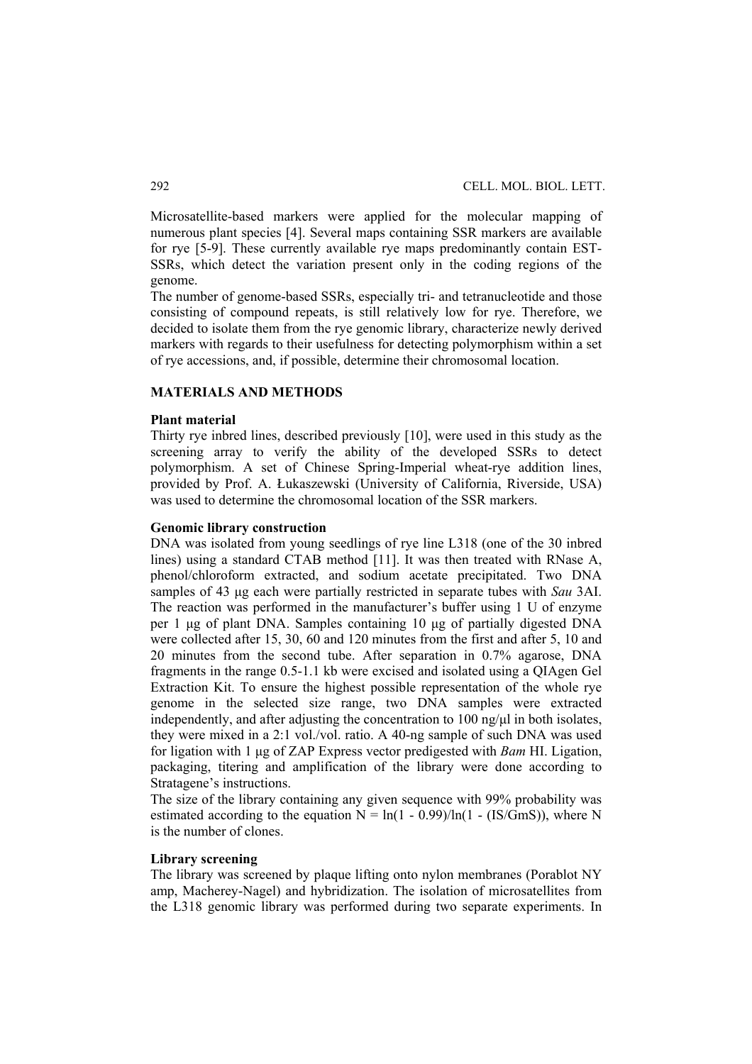Microsatellite-based markers were applied for the molecular mapping of numerous plant species [4]. Several maps containing SSR markers are available for rye [5-9]. These currently available rye maps predominantly contain EST-SSRs, which detect the variation present only in the coding regions of the genome.

The number of genome-based SSRs, especially tri- and tetranucleotide and those consisting of compound repeats, is still relatively low for rye. Therefore, we decided to isolate them from the rye genomic library, characterize newly derived markers with regards to their usefulness for detecting polymorphism within a set of rye accessions, and, if possible, determine their chromosomal location.

## MATERIALS AND METHODS

### Plant material

Thirty rye inbred lines, described previously [10], were used in this study as the screening array to verify the ability of the developed SSRs to detect polymorphism. A set of Chinese Spring-Imperial wheat-rye addition lines, provided by Prof. A. Łukaszewski (University of California, Riverside, USA) was used to determine the chromosomal location of the SSR markers.

### Genomic library construction

DNA was isolated from young seedlings of rye line L318 (one of the 30 inbred lines) using a standard CTAB method [11]. It was then treated with RNase A, phenol/chloroform extracted, and sodium acetate precipitated. Two DNA samples of 43 μg each were partially restricted in separate tubes with *Sau* 3AI. The reaction was performed in the manufacturer's buffer using 1 U of enzyme per 1 μg of plant DNA. Samples containing 10 μg of partially digested DNA were collected after 15, 30, 60 and 120 minutes from the first and after 5, 10 and 20 minutes from the second tube. After separation in 0.7% agarose, DNA fragments in the range 0.5-1.1 kb were excised and isolated using a QIAgen Gel Extraction Kit. To ensure the highest possible representation of the whole rye genome in the selected size range, two DNA samples were extracted independently, and after adjusting the concentration to 100 ng/μl in both isolates, they were mixed in a 2:1 vol./vol. ratio. A 40-ng sample of such DNA was used for ligation with 1 μg of ZAP Express vector predigested with *Bam* HI. Ligation, packaging, titering and amplification of the library were done according to Stratagene's instructions.

The size of the library containing any given sequence with 99% probability was estimated according to the equation $N = \ln(1 - 0.99)/\ln(1 - (IS/GmS))$, where N is the number of clones.

### Library screening

The library was screened by plaque lifting onto nylon membranes (Porablot NY amp, Macherey-Nagel) and hybridization. The isolation of microsatellites from the L318 genomic library was performed during two separate experiments. In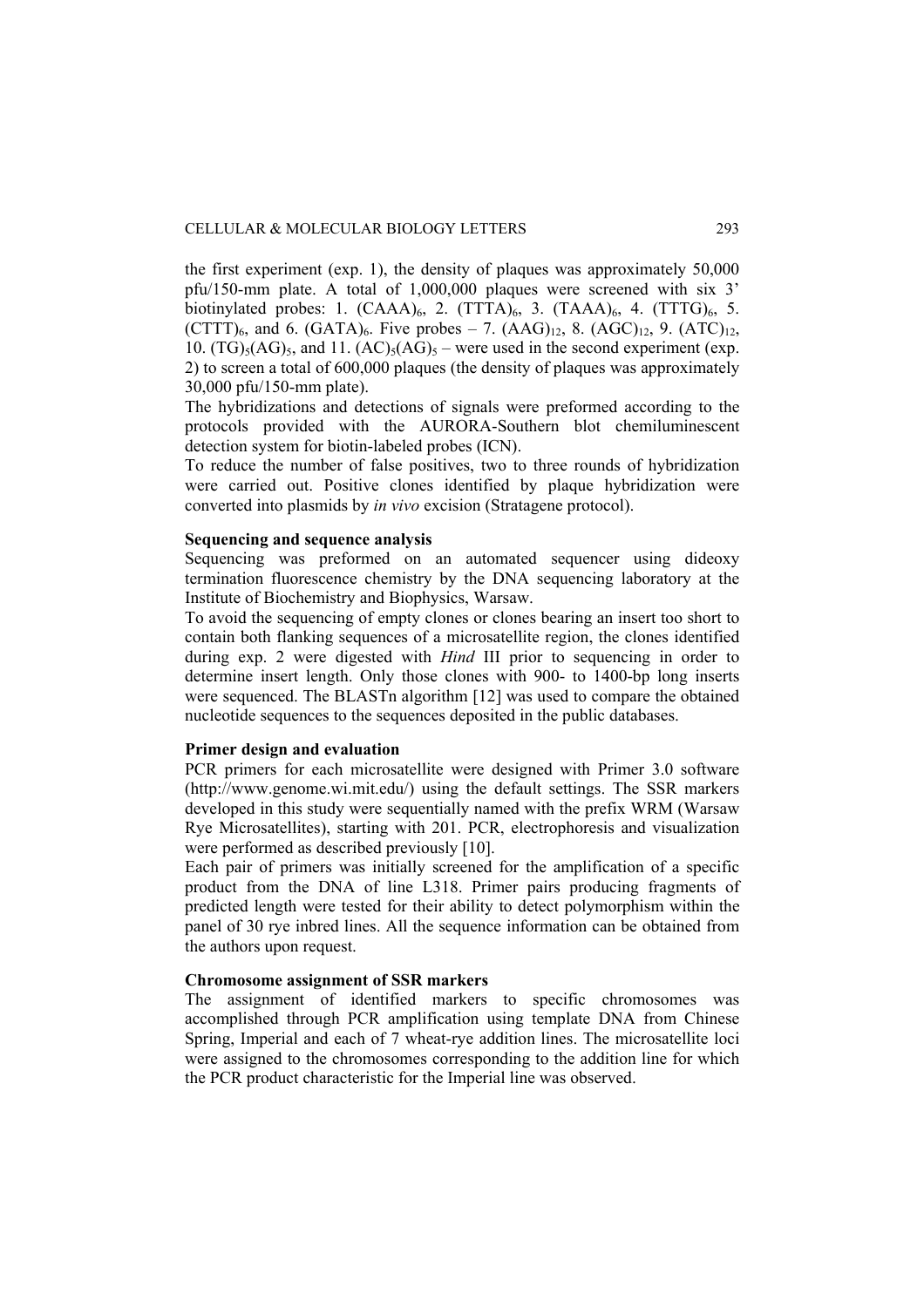the first experiment (exp. 1), the density of plaques was approximately 50,000 pfu/150-mm plate. A total of 1,000,000 plaques were screened with six 3' biotinylated probes: 1. $(CAAA)_6$, 2. $(TTTA)_6$, 3. $(TAAA)_6$, 4. $(TTTG)_6$, 5. $(CTTT)_6$, and 6. $(GATA)_6$. Five probes – 7. $(AAG)_{12}$, 8. $(AGC)_{12}$, 9. $(ATC)_{12}$, 10. $(TG)_5(AG)_5$, and 11. $(AC)_5(AG)_5$ – were used in the second experiment (exp. 2) to screen a total of 600,000 plaques (the density of plaques was approximately 30,000 pfu/150-mm plate).

The hybridizations and detections of signals were preformed according to the protocols provided with the AURORA-Southern blot chemiluminescent detection system for biotin-labeled probes (ICN).

To reduce the number of false positives, two to three rounds of hybridization were carried out. Positive clones identified by plaque hybridization were converted into plasmids by *in vivo* excision (Stratagene protocol).

**Sequencing and sequence analysis**

Sequencing was preformed on an automated sequencer using dideoxy termination fluorescence chemistry by the DNA sequencing laboratory at the Institute of Biochemistry and Biophysics, Warsaw.

To avoid the sequencing of empty clones or clones bearing an insert too short to contain both flanking sequences of a microsatellite region, the clones identified during exp. 2 were digested with *Hind* III prior to sequencing in order to determine insert length. Only those clones with 900- to 1400-bp long inserts were sequenced. The BLASTn algorithm [12] was used to compare the obtained nucleotide sequences to the sequences deposited in the public databases.

**Primer design and evaluation**

PCR primers for each microsatellite were designed with Primer 3.0 software (http://www.genome.wi.mit.edu/) using the default settings. The SSR markers developed in this study were sequentially named with the prefix WRM (Warsaw Rye Microsatellites), starting with 201. PCR, electrophoresis and visualization were performed as described previously [10].

Each pair of primers was initially screened for the amplification of a specific product from the DNA of line L318. Primer pairs producing fragments of predicted length were tested for their ability to detect polymorphism within the panel of 30 rye inbred lines. All the sequence information can be obtained from the authors upon request.

**Chromosome assignment of SSR markers**

The assignment of identified markers to specific chromosomes was accomplished through PCR amplification using template DNA from Chinese Spring, Imperial and each of 7 wheat-rye addition lines. The microsatellite loci were assigned to the chromosomes corresponding to the addition line for which the PCR product characteristic for the Imperial line was observed.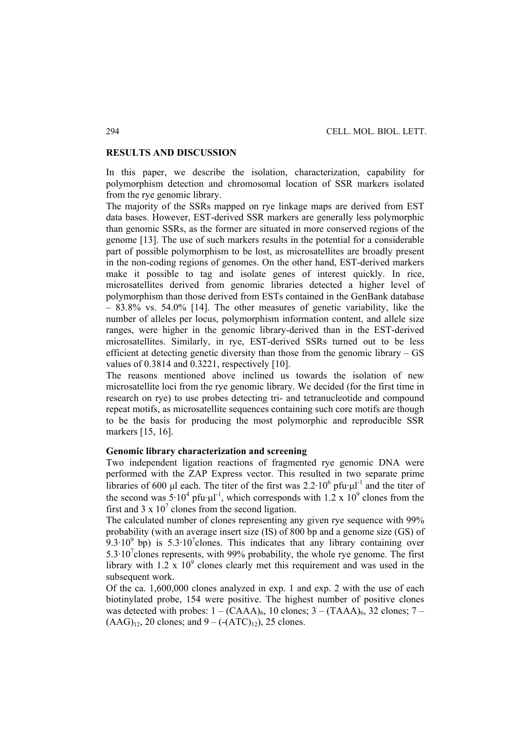## RESULTS AND DISCUSSION

In this paper, we describe the isolation, characterization, capability for polymorphism detection and chromosomal location of SSR markers isolated from the rye genomic library.

The majority of the SSRs mapped on rye linkage maps are derived from EST data bases. However, EST-derived SSR markers are generally less polymorphic than genomic SSRs, as the former are situated in more conserved regions of the genome [13]. The use of such markers results in the potential for a considerable part of possible polymorphism to be lost, as microsatellites are broadly present in the non-coding regions of genomes. On the other hand, EST-derived markers make it possible to tag and isolate genes of interest quickly. In rice, microsatellites derived from genomic libraries detected a higher level of polymorphism than those derived from ESTs contained in the GenBank database – 83.8% vs. 54.0% [14]. The other measures of genetic variability, like the number of alleles per locus, polymorphism information content, and allele size ranges, were higher in the genomic library-derived than in the EST-derived microsatellites. Similarly, in rye, EST-derived SSRs turned out to be less efficient at detecting genetic diversity than those from the genomic library – GS values of 0.3814 and 0.3221, respectively [10].

The reasons mentioned above inclined us towards the isolation of new microsatellite loci from the rye genomic library. We decided (for the first time in research on rye) to use probes detecting tri- and tetranucleotide and compound repeat motifs, as microsatellite sequences containing such core motifs are though to be the basis for producing the most polymorphic and reproducible SSR markers [15, 16].

### Genomic library characterization and screening

Two independent ligation reactions of fragmented rye genomic DNA were performed with the ZAP Express vector. This resulted in two separate prime libraries of 600 μl each. The titer of the first was $2.2 \cdot 10^6$ pfu·μl$^{-1}$ and the titer of the second was $5 \cdot 10^4$ pfu·μl$^{-1}$, which corresponds with $1.2 \times 10^9$ clones from the first and $3 \times 10^7$ clones from the second ligation.

The calculated number of clones representing any given rye sequence with 99% probability (with an average insert size (IS) of 800 bp and a genome size (GS) of $9.3 \cdot 10^9$ bp) is $5.3 \cdot 10^7$clones. This indicates that any library containing over $5.3 \cdot 10^7$clones represents, with 99% probability, the whole rye genome. The first library with $1.2 \times 10^9$ clones clearly met this requirement and was used in the subsequent work.

Of the ca. 1,600,000 clones analyzed in exp. 1 and exp. 2 with the use of each biotinylated probe, 154 were positive. The highest number of positive clones was detected with probes: 1 – $(CAAA)_6$, 10 clones; 3 – $(TAAA)_6$, 32 clones; 7 – $(AAG)_{12}$, 20 clones; and 9 – (-$(ATC)_{12}$), 25 clones.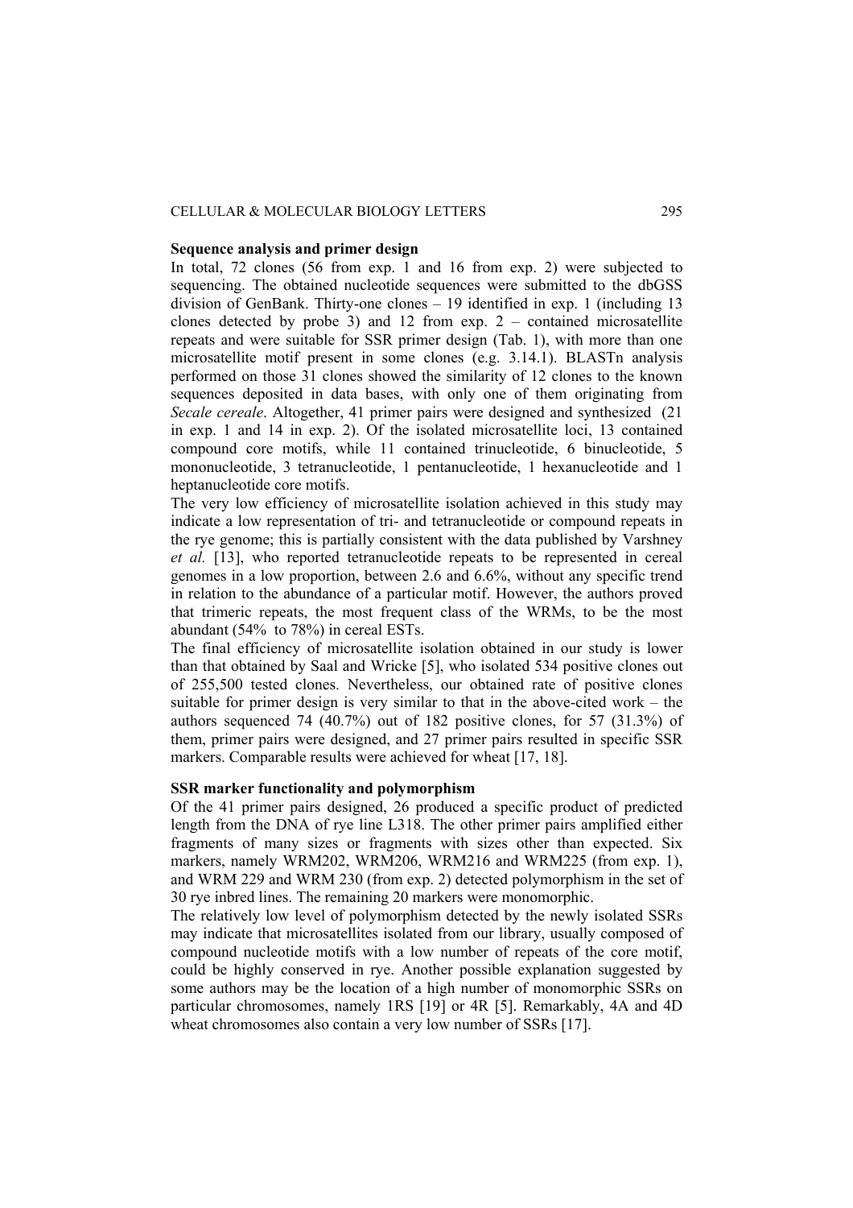**Sequence analysis and primer design**

In total, 72 clones (56 from exp. 1 and 16 from exp. 2) were subjected to sequencing. The obtained nucleotide sequences were submitted to the dbGSS division of GenBank. Thirty-one clones – 19 identified in exp. 1 (including 13 clones detected by probe 3) and 12 from exp. 2 – contained microsatellite repeats and were suitable for SSR primer design (Tab. 1), with more than one microsatellite motif present in some clones (e.g. 3.14.1). BLASTn analysis performed on those 31 clones showed the similarity of 12 clones to the known sequences deposited in data bases, with only one of them originating from *Secale cereale*. Altogether, 41 primer pairs were designed and synthesized (21 in exp. 1 and 14 in exp. 2). Of the isolated microsatellite loci, 13 contained compound core motifs, while 11 contained trinucleotide, 6 binucleotide, 5 mononucleotide, 3 tetranucleotide, 1 pentanucleotide, 1 hexanucleotide and 1 heptanucleotide core motifs.

The very low efficiency of microsatellite isolation achieved in this study may indicate a low representation of tri- and tetranucleotide or compound repeats in the rye genome; this is partially consistent with the data published by Varshney *et al.* [13], who reported tetranucleotide repeats to be represented in cereal genomes in a low proportion, between 2.6 and 6.6%, without any specific trend in relation to the abundance of a particular motif. However, the authors proved that trimeric repeats, the most frequent class of the WRMs, to be the most abundant (54% to 78%) in cereal ESTs.

The final efficiency of microsatellite isolation obtained in our study is lower than that obtained by Saal and Wricke [5], who isolated 534 positive clones out of 255,500 tested clones. Nevertheless, our obtained rate of positive clones suitable for primer design is very similar to that in the above-cited work – the authors sequenced 74 (40.7%) out of 182 positive clones, for 57 (31.3%) of them, primer pairs were designed, and 27 primer pairs resulted in specific SSR markers. Comparable results were achieved for wheat [17, 18].

**SSR marker functionality and polymorphism**

Of the 41 primer pairs designed, 26 produced a specific product of predicted length from the DNA of rye line L318. The other primer pairs amplified either fragments of many sizes or fragments with sizes other than expected. Six markers, namely WRM202, WRM206, WRM216 and WRM225 (from exp. 1), and WRM 229 and WRM 230 (from exp. 2) detected polymorphism in the set of 30 rye inbred lines. The remaining 20 markers were monomorphic.

The relatively low level of polymorphism detected by the newly isolated SSRs may indicate that microsatellites isolated from our library, usually composed of compound nucleotide motifs with a low number of repeats of the core motif, could be highly conserved in rye. Another possible explanation suggested by some authors may be the location of a high number of monomorphic SSRs on particular chromosomes, namely 1RS [19] or 4R [5]. Remarkably, 4A and 4D wheat chromosomes also contain a very low number of SSRs [17].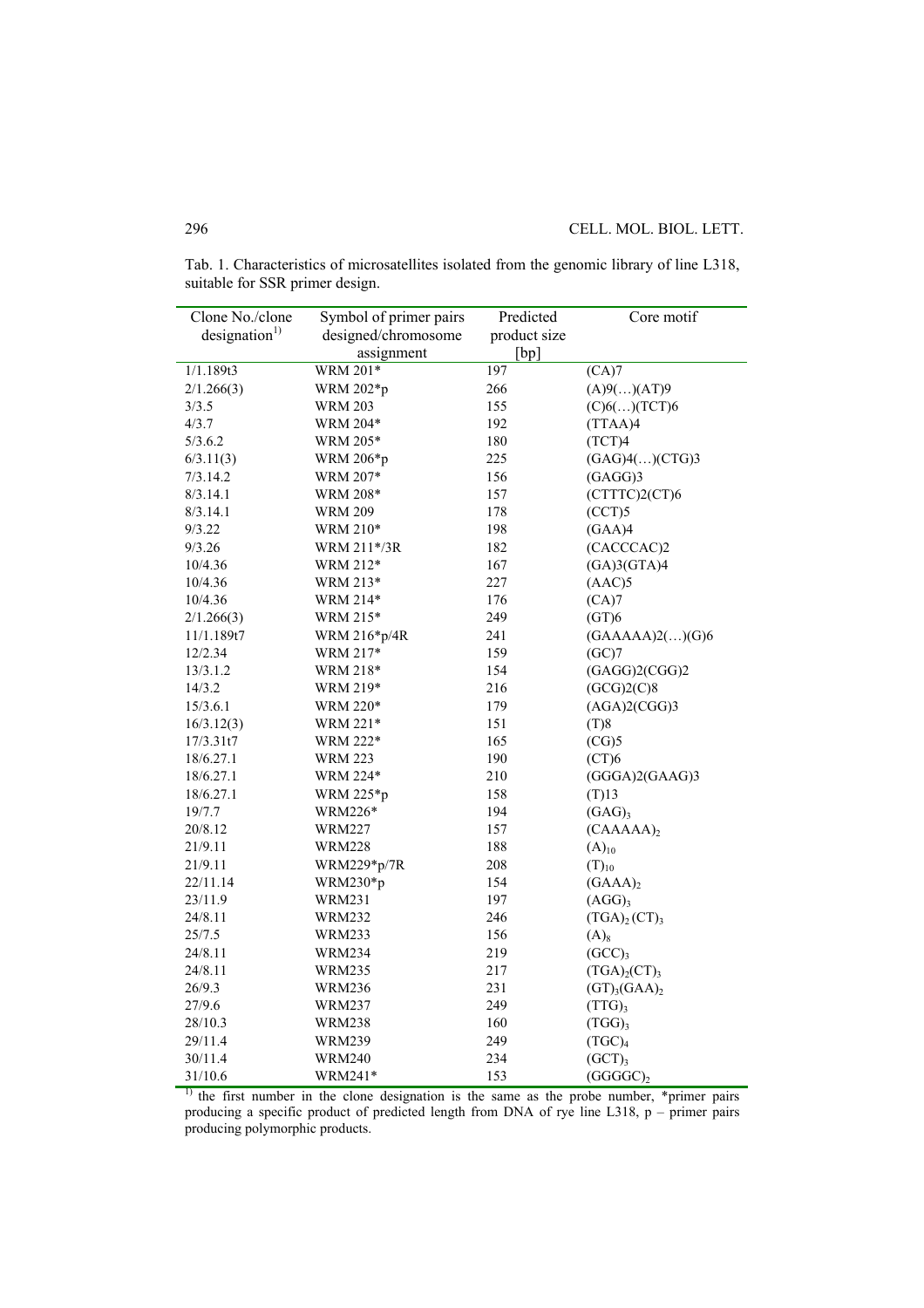Tab. 1. Characteristics of microsatellites isolated from the genomic library of line L318, suitable for SSR primer design.

| Clone No./clone designation[1)] | Symbol of primer pairs designed/chromosome assignment | Predicted product size [bp] | Core motif |
|---|---|---|---|
| 1/1.189t3 | WRM 201* | 197 | (CA)7 |
| 2/1.266(3) | WRM 202*p | 266 | (A)9(…)(AT)9 |
| 3/3.5 | WRM 203 | 155 | (C)6(…)(TCT)6 |
| 4/3.7 | WRM 204* | 192 | (TTAA)4 |
| 5/3.6.2 | WRM 205* | 180 | (TCT)4 |
| 6/3.11(3) | WRM 206*p | 225 | (GAG)4(…)(CTG)3 |
| 7/3.14.2 | WRM 207* | 156 | (GAGG)3 |
| 8/3.14.1 | WRM 208* | 157 | (CTTTC)2(CT)6 |
| 8/3.14.1 | WRM 209 | 178 | (CCT)5 |
| 9/3.22 | WRM 210* | 198 | (GAA)4 |
| 9/3.26 | WRM 211*/3R | 182 | (CACCCAC)2 |
| 10/4.36 | WRM 212* | 167 | (GA)3(GTA)4 |
| 10/4.36 | WRM 213* | 227 | (AAC)5 |
| 10/4.36 | WRM 214* | 176 | (CA)7 |
| 2/1.266(3) | WRM 215* | 249 | (GT)6 |
| 11/1.189t7 | WRM 216*p/4R | 241 | (GAAAAA)2(…)(G)6 |
| 12/2.34 | WRM 217* | 159 | (GC)7 |
| 13/3.1.2 | WRM 218* | 154 | (GAGG)2(CGG)2 |
| 14/3.2 | WRM 219* | 216 | (GCG)2(C)8 |
| 15/3.6.1 | WRM 220* | 179 | (AGA)2(CGG)3 |
| 16/3.12(3) | WRM 221* | 151 | (T)8 |
| 17/3.31t7 | WRM 222* | 165 | (CG)5 |
| 18/6.27.1 | WRM 223 | 190 | (CT)6 |
| 18/6.27.1 | WRM 224* | 210 | (GGGA)2(GAAG)3 |
| 18/6.27.1 | WRM 225*p | 158 | (T)13 |
| 19/7.7 | WRM226* | 194 | $(GAG)_3$ |
| 20/8.12 | WRM227 | 157 | $(CAAAAA)_2$ |
| 21/9.11 | WRM228 | 188 | $(A)_{10}$ |
| 21/9.11 | WRM229*p/7R | 208 | $(T)_{10}$ |
| 22/11.14 | WRM230*p | 154 | $(GAAA)_2$ |
| 23/11.9 | WRM231 | 197 | $(AGG)_3$ |
| 24/8.11 | WRM232 | 246 | $(TGA)_2(CT)_3$ |
| 25/7.5 | WRM233 | 156 | $(A)_8$ |
| 24/8.11 | WRM234 | 219 | $(GCC)_3$ |
| 24/8.11 | WRM235 | 217 | $(TGA)_2(CT)_3$ |
| 26/9.3 | WRM236 | 231 | $(GT)_3(GAA)_2$ |
| 27/9.6 | WRM237 | 249 | $(TTG)_3$ |
| 28/10.3 | WRM238 | 160 | $(TGG)_3$ |
| 29/11.4 | WRM239 | 249 | $(TGC)_4$ |
| 30/11.4 | WRM240 | 234 | $(GCT)_3$ |
| 31/10.6 | WRM241* | 153 | $(GGGGC)_2$ |

[1)] the first number in the clone designation is the same as the probe number, *primer pairs producing a specific product of predicted length from DNA of rye line L318, p – primer pairs producing polymorphic products.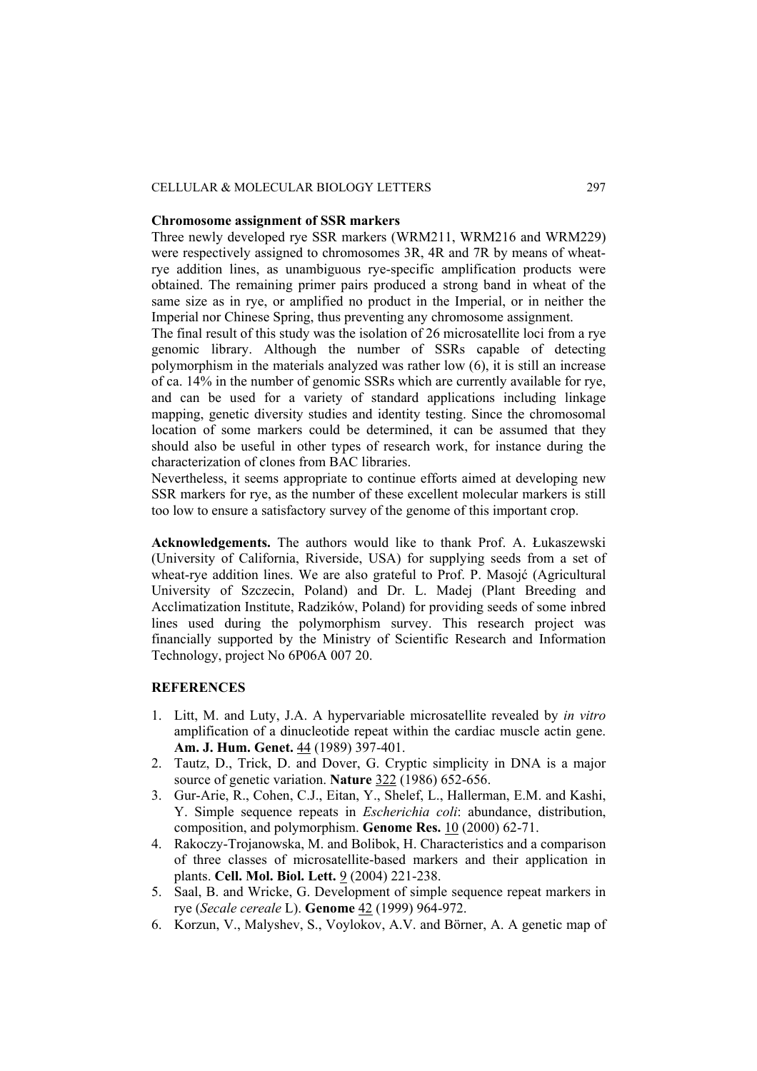**Chromosome assignment of SSR markers**

Three newly developed rye SSR markers (WRM211, WRM216 and WRM229) were respectively assigned to chromosomes 3R, 4R and 7R by means of wheat-rye addition lines, as unambiguous rye-specific amplification products were obtained. The remaining primer pairs produced a strong band in wheat of the same size as in rye, or amplified no product in the Imperial, or in neither the Imperial nor Chinese Spring, thus preventing any chromosome assignment.

The final result of this study was the isolation of 26 microsatellite loci from a rye genomic library. Although the number of SSRs capable of detecting polymorphism in the materials analyzed was rather low (6), it is still an increase of ca. 14% in the number of genomic SSRs which are currently available for rye, and can be used for a variety of standard applications including linkage mapping, genetic diversity studies and identity testing. Since the chromosomal location of some markers could be determined, it can be assumed that they should also be useful in other types of research work, for instance during the characterization of clones from BAC libraries.

Nevertheless, it seems appropriate to continue efforts aimed at developing new SSR markers for rye, as the number of these excellent molecular markers is still too low to ensure a satisfactory survey of the genome of this important crop.

**Acknowledgements.** The authors would like to thank Prof. A. Łukaszewski (University of California, Riverside, USA) for supplying seeds from a set of wheat-rye addition lines. We are also grateful to Prof. P. Masojć (Agricultural University of Szczecin, Poland) and Dr. L. Madej (Plant Breeding and Acclimatization Institute, Radzików, Poland) for providing seeds of some inbred lines used during the polymorphism survey. This research project was financially supported by the Ministry of Scientific Research and Information Technology, project No 6P06A 007 20.

## REFERENCES

1. Litt, M. and Luty, J.A. A hypervariable microsatellite revealed by *in vitro* amplification of a dinucleotide repeat within the cardiac muscle actin gene. **Am. J. Hum. Genet.** 44 (1989) 397-401.
2. Tautz, D., Trick, D. and Dover, G. Cryptic simplicity in DNA is a major source of genetic variation. **Nature** 322 (1986) 652-656.
3. Gur-Arie, R., Cohen, C.J., Eitan, Y., Shelef, L., Hallerman, E.M. and Kashi, Y. Simple sequence repeats in *Escherichia coli*: abundance, distribution, composition, and polymorphism. **Genome Res.** 10 (2000) 62-71.
4. Rakoczy-Trojanowska, M. and Bolibok, H. Characteristics and a comparison of three classes of microsatellite-based markers and their application in plants. **Cell. Mol. Biol. Lett.** 9 (2004) 221-238.
5. Saal, B. and Wricke, G. Development of simple sequence repeat markers in rye (*Secale cereale* L). **Genome** 42 (1999) 964-972.
6. Korzun, V., Malyshev, S., Voylokov, A.V. and Börner, A. A genetic map of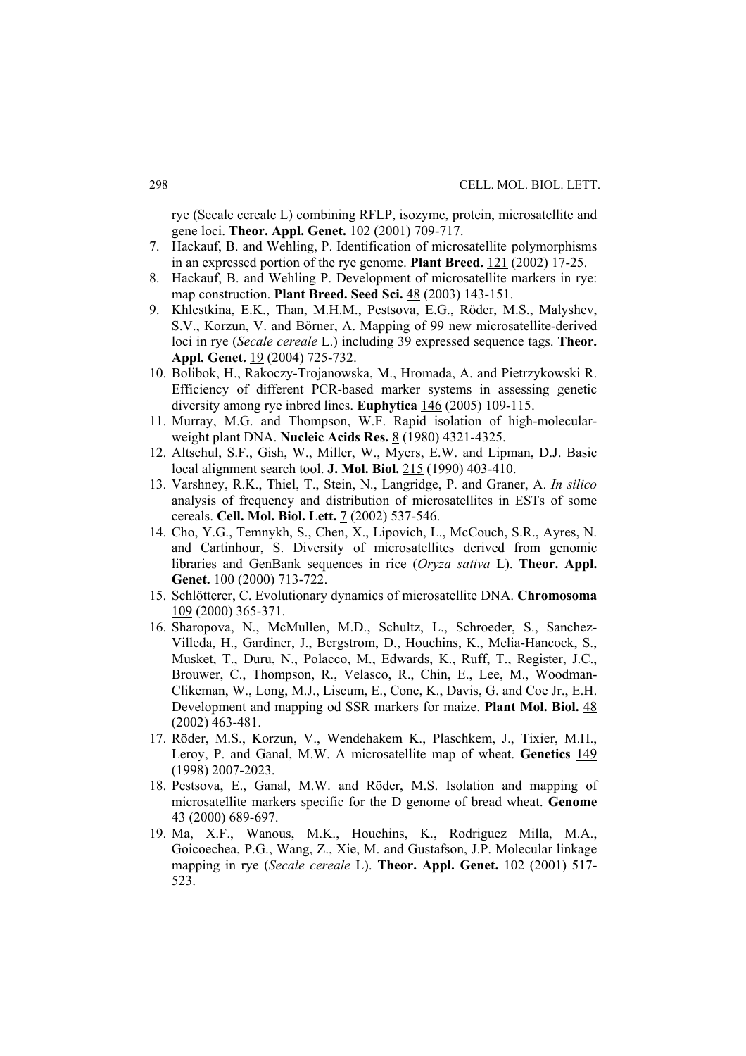rye (Secale cereale L) combining RFLP, isozyme, protein, microsatellite and gene loci. **Theor. Appl. Genet.** 102 (2001) 709-717.

7. Hackauf, B. and Wehling, P. Identification of microsatellite polymorphisms in an expressed portion of the rye genome. **Plant Breed.** 121 (2002) 17-25.
8. Hackauf, B. and Wehling P. Development of microsatellite markers in rye: map construction. **Plant Breed. Seed Sci.** 48 (2003) 143-151.
9. Khlestkina, E.K., Than, M.H.M., Pestsova, E.G., Röder, M.S., Malyshev, S.V., Korzun, V. and Börner, A. Mapping of 99 new microsatellite-derived loci in rye (*Secale cereale* L.) including 39 expressed sequence tags. **Theor. Appl. Genet.** 19 (2004) 725-732.
10. Bolibok, H., Rakoczy-Trojanowska, M., Hromada, A. and Pietrzykowski R. Efficiency of different PCR-based marker systems in assessing genetic diversity among rye inbred lines. **Euphytica** 146 (2005) 109-115.
11. Murray, M.G. and Thompson, W.F. Rapid isolation of high-molecular-weight plant DNA. **Nucleic Acids Res.** 8 (1980) 4321-4325.
12. Altschul, S.F., Gish, W., Miller, W., Myers, E.W. and Lipman, D.J. Basic local alignment search tool. **J. Mol. Biol.** 215 (1990) 403-410.
13. Varshney, R.K., Thiel, T., Stein, N., Langridge, P. and Graner, A. *In silico* analysis of frequency and distribution of microsatellites in ESTs of some cereals. **Cell. Mol. Biol. Lett.** 7 (2002) 537-546.
14. Cho, Y.G., Temnykh, S., Chen, X., Lipovich, L., McCouch, S.R., Ayres, N. and Cartinhour, S. Diversity of microsatellites derived from genomic libraries and GenBank sequences in rice (*Oryza sativa* L). **Theor. Appl. Genet.** 100 (2000) 713-722.
15. Schlötterer, C. Evolutionary dynamics of microsatellite DNA. **Chromosoma** 109 (2000) 365-371.
16. Sharopova, N., McMullen, M.D., Schultz, L., Schroeder, S., Sanchez-Villeda, H., Gardiner, J., Bergstrom, D., Houchins, K., Melia-Hancock, S., Musket, T., Duru, N., Polacco, M., Edwards, K., Ruff, T., Register, J.C., Brouwer, C., Thompson, R., Velasco, R., Chin, E., Lee, M., Woodman-Clikeman, W., Long, M.J., Liscum, E., Cone, K., Davis, G. and Coe Jr., E.H. Development and mapping od SSR markers for maize. **Plant Mol. Biol.** 48 (2002) 463-481.
17. Röder, M.S., Korzun, V., Wendehakem K., Plaschkem, J., Tixier, M.H., Leroy, P. and Ganal, M.W. A microsatellite map of wheat. **Genetics** 149 (1998) 2007-2023.
18. Pestsova, E., Ganal, M.W. and Röder, M.S. Isolation and mapping of microsatellite markers specific for the D genome of bread wheat. **Genome** 43 (2000) 689-697.
19. Ma, X.F., Wanous, M.K., Houchins, K., Rodriguez Milla, M.A., Goicoechea, P.G., Wang, Z., Xie, M. and Gustafson, J.P. Molecular linkage mapping in rye (*Secale cereale* L). **Theor. Appl. Genet.** 102 (2001) 517-523.